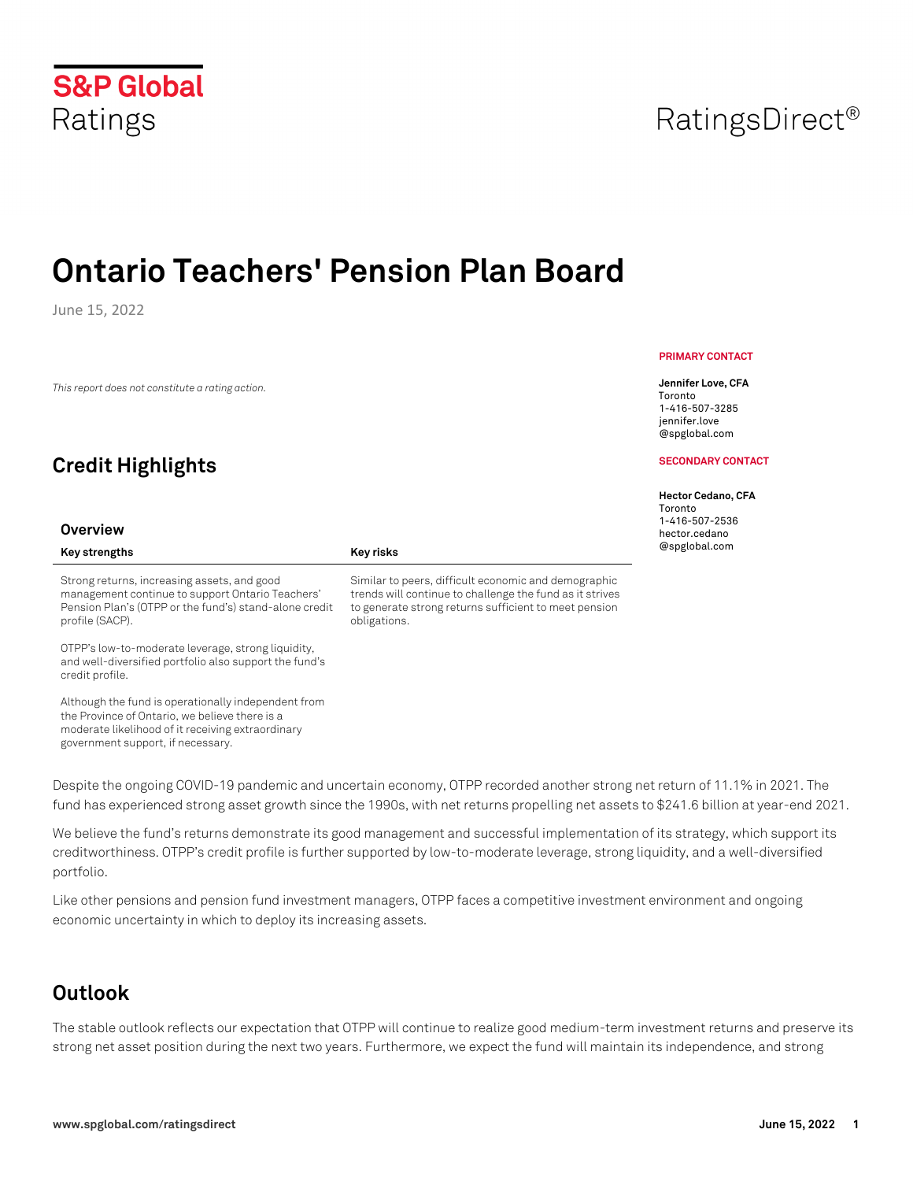S&P Global Ratings

RatingsDirect®

# Ontario Teachers' Pension Plan Board

June 15, 2022

*This report does not constitute a rating action.*

**PRIMARY CONTACT**

**Jennifer Love, CFA**
Toronto
1-416-507-3285
jennifer.love@spglobal.com

**SECONDARY CONTACT**

**Hector Cedano, CFA**
Toronto
1-416-507-2536
hector.cedano@spglobal.com

## Credit Highlights

### Overview

| Key strengths | Key risks |
|---|---|
| Strong returns, increasing assets, and good management continue to support Ontario Teachers' Pension Plan's (OTPP or the fund's) stand-alone credit profile (SACP). | Similar to peers, difficult economic and demographic trends will continue to challenge the fund as it strives to generate strong returns sufficient to meet pension obligations. |
| OTPP's low-to-moderate leverage, strong liquidity, and well-diversified portfolio also support the fund's credit profile. | |
| Although the fund is operationally independent from the Province of Ontario, we believe there is a moderate likelihood of it receiving extraordinary government support, if necessary. | |

Despite the ongoing COVID-19 pandemic and uncertain economy, OTPP recorded another strong net return of 11.1% in 2021. The fund has experienced strong asset growth since the 1990s, with net returns propelling net assets to $241.6 billion at year-end 2021.

We believe the fund's returns demonstrate its good management and successful implementation of its strategy, which support its creditworthiness. OTPP's credit profile is further supported by low-to-moderate leverage, strong liquidity, and a well-diversified portfolio.

Like other pensions and pension fund investment managers, OTPP faces a competitive investment environment and ongoing economic uncertainty in which to deploy its increasing assets.

## Outlook

The stable outlook reflects our expectation that OTPP will continue to realize good medium-term investment returns and preserve its strong net asset position during the next two years. Furthermore, we expect the fund will maintain its independence, and strong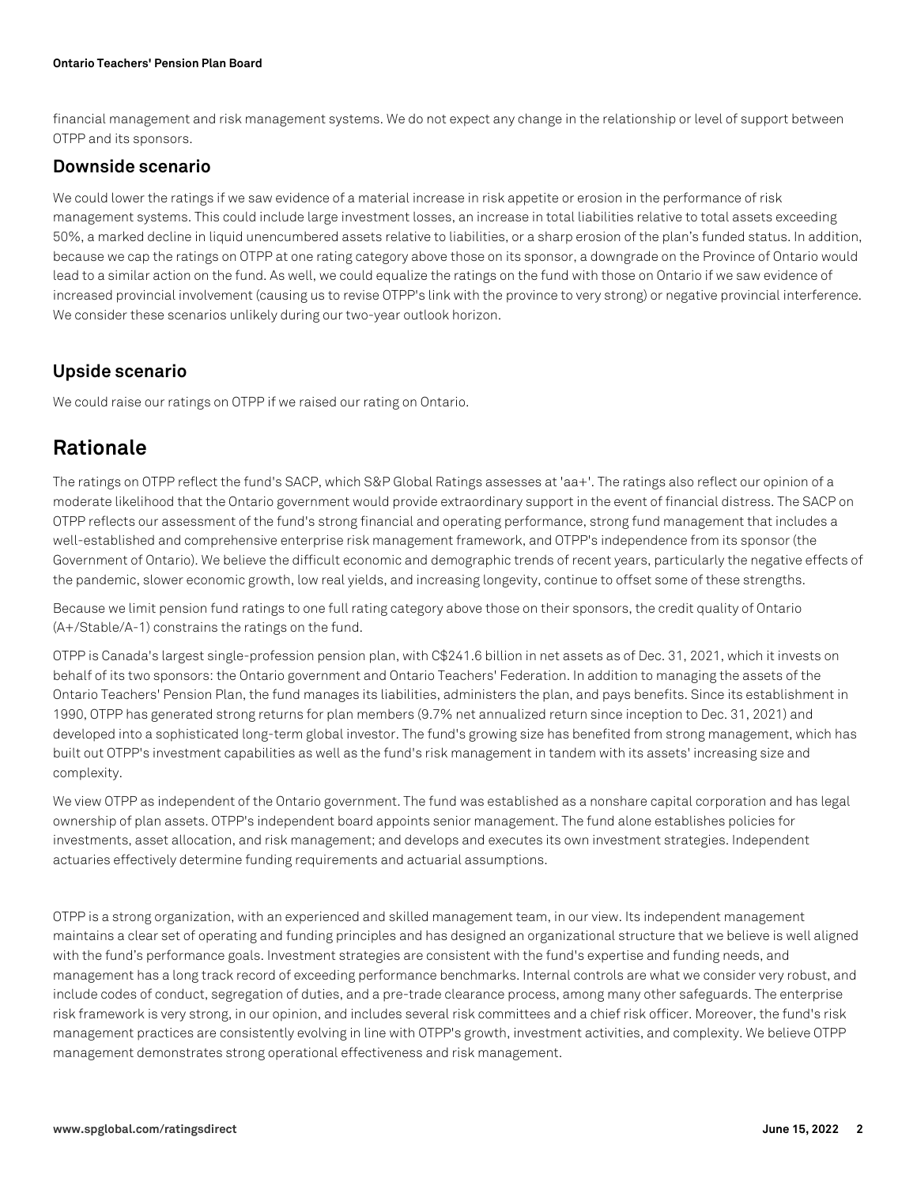financial management and risk management systems. We do not expect any change in the relationship or level of support between OTPP and its sponsors.

### Downside scenario

We could lower the ratings if we saw evidence of a material increase in risk appetite or erosion in the performance of risk management systems. This could include large investment losses, an increase in total liabilities relative to total assets exceeding 50%, a marked decline in liquid unencumbered assets relative to liabilities, or a sharp erosion of the plan's funded status. In addition, because we cap the ratings on OTPP at one rating category above those on its sponsor, a downgrade on the Province of Ontario would lead to a similar action on the fund. As well, we could equalize the ratings on the fund with those on Ontario if we saw evidence of increased provincial involvement (causing us to revise OTPP's link with the province to very strong) or negative provincial interference. We consider these scenarios unlikely during our two-year outlook horizon.

### Upside scenario

We could raise our ratings on OTPP if we raised our rating on Ontario.

## Rationale

The ratings on OTPP reflect the fund's SACP, which S&P Global Ratings assesses at 'aa+'. The ratings also reflect our opinion of a moderate likelihood that the Ontario government would provide extraordinary support in the event of financial distress. The SACP on OTPP reflects our assessment of the fund's strong financial and operating performance, strong fund management that includes a well-established and comprehensive enterprise risk management framework, and OTPP's independence from its sponsor (the Government of Ontario). We believe the difficult economic and demographic trends of recent years, particularly the negative effects of the pandemic, slower economic growth, low real yields, and increasing longevity, continue to offset some of these strengths.

Because we limit pension fund ratings to one full rating category above those on their sponsors, the credit quality of Ontario (A+/Stable/A-1) constrains the ratings on the fund.

OTPP is Canada's largest single-profession pension plan, with C$241.6 billion in net assets as of Dec. 31, 2021, which it invests on behalf of its two sponsors: the Ontario government and Ontario Teachers' Federation. In addition to managing the assets of the Ontario Teachers' Pension Plan, the fund manages its liabilities, administers the plan, and pays benefits. Since its establishment in 1990, OTPP has generated strong returns for plan members (9.7% net annualized return since inception to Dec. 31, 2021) and developed into a sophisticated long-term global investor. The fund's growing size has benefited from strong management, which has built out OTPP's investment capabilities as well as the fund's risk management in tandem with its assets' increasing size and complexity.

We view OTPP as independent of the Ontario government. The fund was established as a nonshare capital corporation and has legal ownership of plan assets. OTPP's independent board appoints senior management. The fund alone establishes policies for investments, asset allocation, and risk management; and develops and executes its own investment strategies. Independent actuaries effectively determine funding requirements and actuarial assumptions.

OTPP is a strong organization, with an experienced and skilled management team, in our view. Its independent management maintains a clear set of operating and funding principles and has designed an organizational structure that we believe is well aligned with the fund's performance goals. Investment strategies are consistent with the fund's expertise and funding needs, and management has a long track record of exceeding performance benchmarks. Internal controls are what we consider very robust, and include codes of conduct, segregation of duties, and a pre-trade clearance process, among many other safeguards. The enterprise risk framework is very strong, in our opinion, and includes several risk committees and a chief risk officer. Moreover, the fund's risk management practices are consistently evolving in line with OTPP's growth, investment activities, and complexity. We believe OTPP management demonstrates strong operational effectiveness and risk management.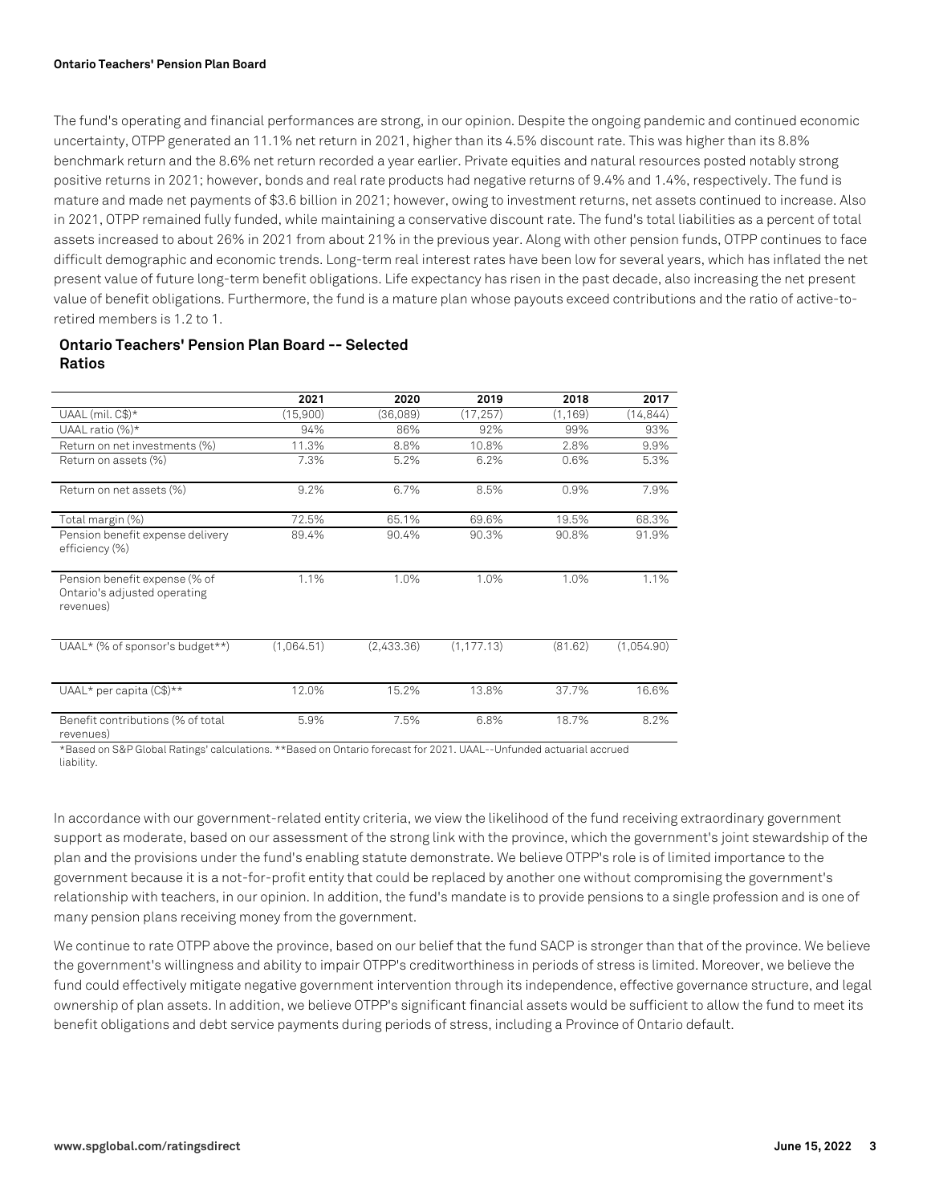The fund's operating and financial performances are strong, in our opinion. Despite the ongoing pandemic and continued economic uncertainty, OTPP generated an 11.1% net return in 2021, higher than its 4.5% discount rate. This was higher than its 8.8% benchmark return and the 8.6% net return recorded a year earlier. Private equities and natural resources posted notably strong positive returns in 2021; however, bonds and real rate products had negative returns of 9.4% and 1.4%, respectively. The fund is mature and made net payments of $3.6 billion in 2021; however, owing to investment returns, net assets continued to increase. Also in 2021, OTPP remained fully funded, while maintaining a conservative discount rate. The fund's total liabilities as a percent of total assets increased to about 26% in 2021 from about 21% in the previous year. Along with other pension funds, OTPP continues to face difficult demographic and economic trends. Long-term real interest rates have been low for several years, which has inflated the net present value of future long-term benefit obligations. Life expectancy has risen in the past decade, also increasing the net present value of benefit obligations. Furthermore, the fund is a mature plan whose payouts exceed contributions and the ratio of active-to-retired members is 1.2 to 1.

### Ontario Teachers' Pension Plan Board -- Selected Ratios

| | 2021 | 2020 | 2019 | 2018 | 2017 |
|---|---|---|---|---|---|
| UAAL (mil. C$)* | (15,900) | (36,089) | (17,257) | (1,169) | (14,844) |
| UAAL ratio (%)* | 94% | 86% | 92% | 99% | 93% |
| Return on net investments (%) | 11.3% | 8.8% | 10.8% | 2.8% | 9.9% |
| Return on assets (%) | 7.3% | 5.2% | 6.2% | 0.6% | 5.3% |
| Return on net assets (%) | 9.2% | 6.7% | 8.5% | 0.9% | 7.9% |
| Total margin (%) | 72.5% | 65.1% | 69.6% | 19.5% | 68.3% |
| Pension benefit expense delivery efficiency (%) | 89.4% | 90.4% | 90.3% | 90.8% | 91.9% |
| Pension benefit expense (% of Ontario's adjusted operating revenues) | 1.1% | 1.0% | 1.0% | 1.0% | 1.1% |
| UAAL* (% of sponsor's budget**) | (1,064.51) | (2,433.36) | (1,177.13) | (81.62) | (1,054.90) |
| UAAL* per capita (C$)** | 12.0% | 15.2% | 13.8% | 37.7% | 16.6% |
| Benefit contributions (% of total revenues) | 5.9% | 7.5% | 6.8% | 18.7% | 8.2% |

*Based on S&P Global Ratings' calculations. **Based on Ontario forecast for 2021. UAAL--Unfunded actuarial accrued liability.

In accordance with our government-related entity criteria, we view the likelihood of the fund receiving extraordinary government support as moderate, based on our assessment of the strong link with the province, which the government's joint stewardship of the plan and the provisions under the fund's enabling statute demonstrate. We believe OTPP's role is of limited importance to the government because it is a not-for-profit entity that could be replaced by another one without compromising the government's relationship with teachers, in our opinion. In addition, the fund's mandate is to provide pensions to a single profession and is one of many pension plans receiving money from the government.

We continue to rate OTPP above the province, based on our belief that the fund SACP is stronger than that of the province. We believe the government's willingness and ability to impair OTPP's creditworthiness in periods of stress is limited. Moreover, we believe the fund could effectively mitigate negative government intervention through its independence, effective governance structure, and legal ownership of plan assets. In addition, we believe OTPP's significant financial assets would be sufficient to allow the fund to meet its benefit obligations and debt service payments during periods of stress, including a Province of Ontario default.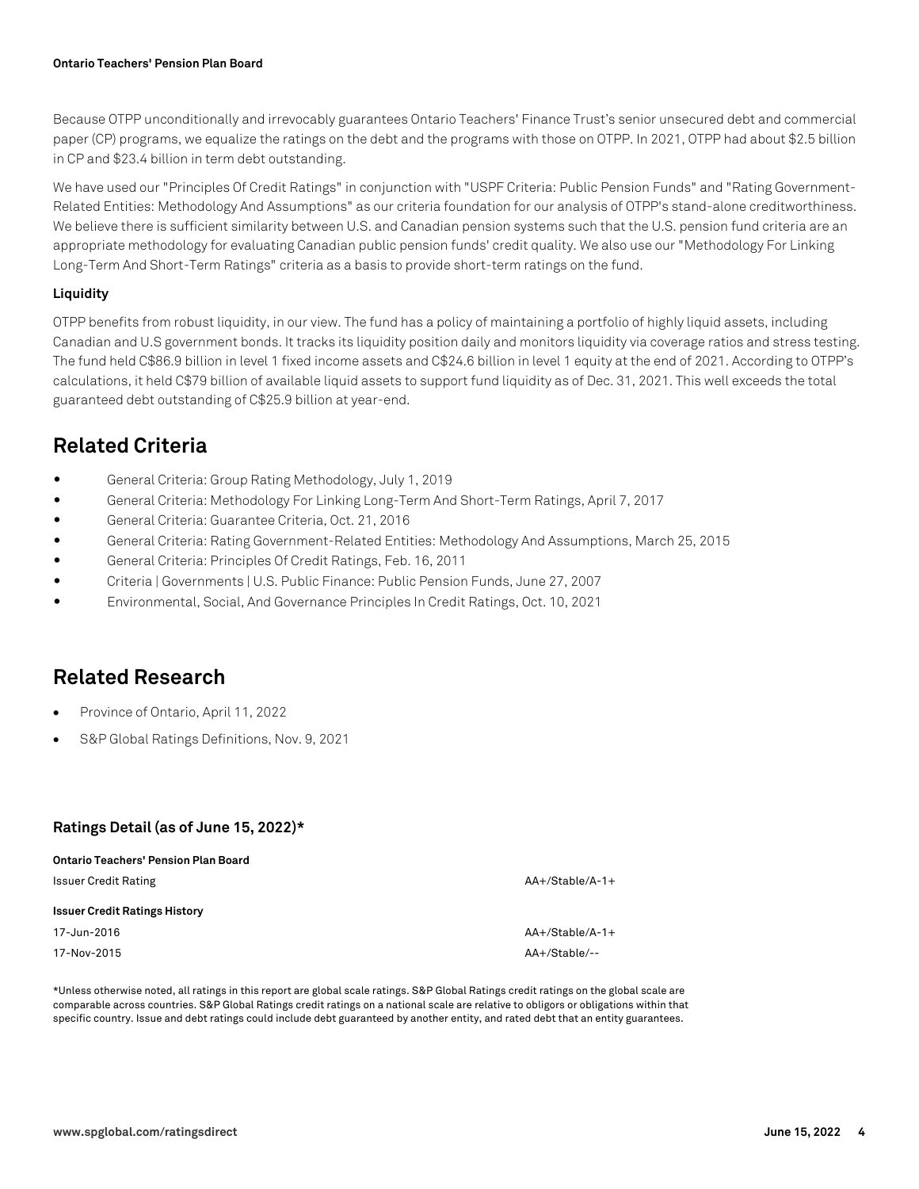Because OTPP unconditionally and irrevocably guarantees Ontario Teachers' Finance Trust's senior unsecured debt and commercial paper (CP) programs, we equalize the ratings on the debt and the programs with those on OTPP. In 2021, OTPP had about $2.5 billion in CP and $23.4 billion in term debt outstanding.

We have used our "Principles Of Credit Ratings" in conjunction with "USPF Criteria: Public Pension Funds" and "Rating Government-Related Entities: Methodology And Assumptions" as our criteria foundation for our analysis of OTPP's stand-alone creditworthiness. We believe there is sufficient similarity between U.S. and Canadian pension systems such that the U.S. pension fund criteria are an appropriate methodology for evaluating Canadian public pension funds' credit quality. We also use our "Methodology For Linking Long-Term And Short-Term Ratings" criteria as a basis to provide short-term ratings on the fund.

#### Liquidity

OTPP benefits from robust liquidity, in our view. The fund has a policy of maintaining a portfolio of highly liquid assets, including Canadian and U.S government bonds. It tracks its liquidity position daily and monitors liquidity via coverage ratios and stress testing. The fund held C$86.9 billion in level 1 fixed income assets and C$24.6 billion in level 1 equity at the end of 2021. According to OTPP's calculations, it held C$79 billion of available liquid assets to support fund liquidity as of Dec. 31, 2021. This well exceeds the total guaranteed debt outstanding of C$25.9 billion at year-end.

## Related Criteria

- General Criteria: Group Rating Methodology, July 1, 2019
- General Criteria: Methodology For Linking Long-Term And Short-Term Ratings, April 7, 2017
- General Criteria: Guarantee Criteria, Oct. 21, 2016
- General Criteria: Rating Government-Related Entities: Methodology And Assumptions, March 25, 2015
- General Criteria: Principles Of Credit Ratings, Feb. 16, 2011
- Criteria | Governments | U.S. Public Finance: Public Pension Funds, June 27, 2007
- Environmental, Social, And Governance Principles In Credit Ratings, Oct. 10, 2021

## Related Research

- Province of Ontario, April 11, 2022
- S&P Global Ratings Definitions, Nov. 9, 2021

### Ratings Detail (as of June 15, 2022)*

| | |
|---|---|
| **Ontario Teachers' Pension Plan Board** | |
| Issuer Credit Rating | AA+/Stable/A-1+ |
| **Issuer Credit Ratings History** | |
| 17-Jun-2016 | AA+/Stable/A-1+ |
| 17-Nov-2015 | AA+/Stable/-- |

*Unless otherwise noted, all ratings in this report are global scale ratings. S&P Global Ratings credit ratings on the global scale are comparable across countries. S&P Global Ratings credit ratings on a national scale are relative to obligors or obligations within that specific country. Issue and debt ratings could include debt guaranteed by another entity, and rated debt that an entity guarantees.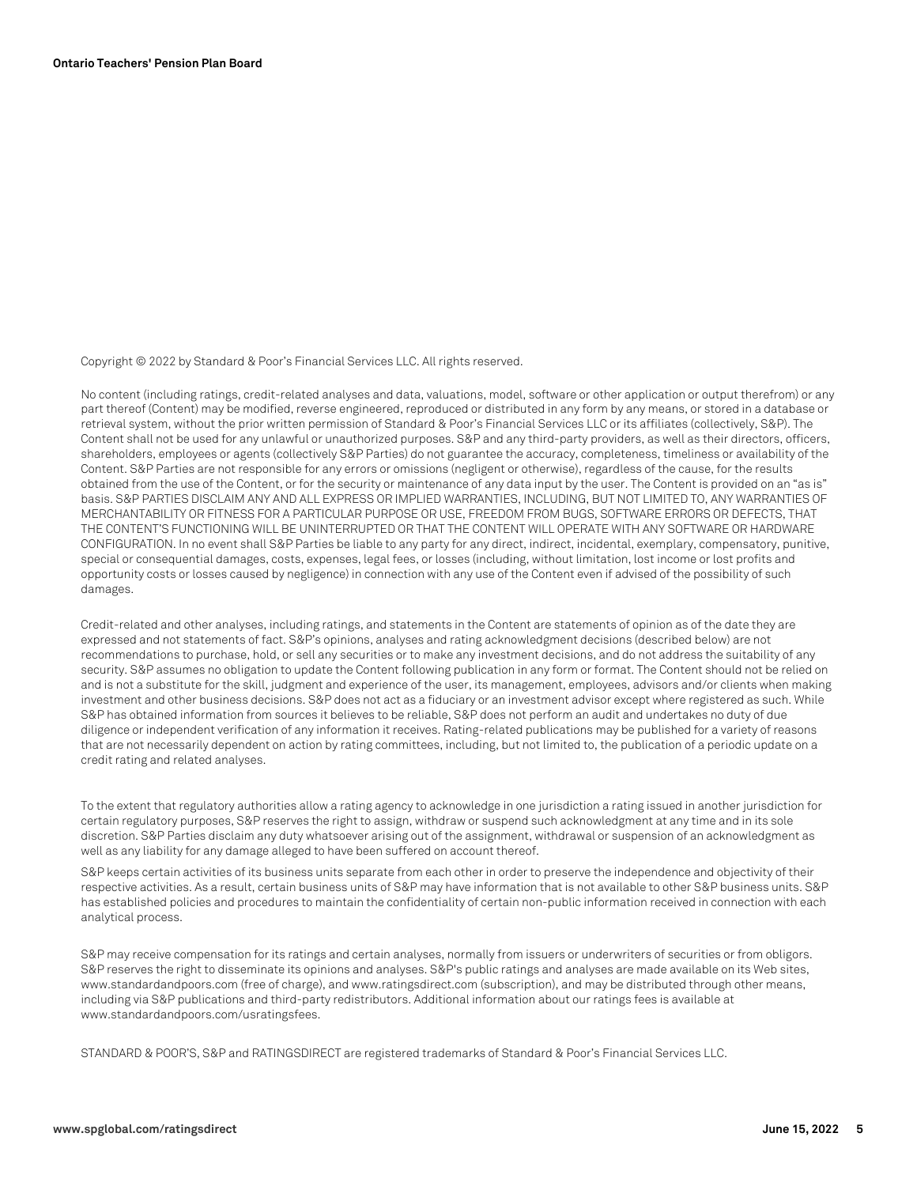Copyright © 2022 by Standard & Poor's Financial Services LLC. All rights reserved.

No content (including ratings, credit-related analyses and data, valuations, model, software or other application or output therefrom) or any part thereof (Content) may be modified, reverse engineered, reproduced or distributed in any form by any means, or stored in a database or retrieval system, without the prior written permission of Standard & Poor's Financial Services LLC or its affiliates (collectively, S&P). The Content shall not be used for any unlawful or unauthorized purposes. S&P and any third-party providers, as well as their directors, officers, shareholders, employees or agents (collectively S&P Parties) do not guarantee the accuracy, completeness, timeliness or availability of the Content. S&P Parties are not responsible for any errors or omissions (negligent or otherwise), regardless of the cause, for the results obtained from the use of the Content, or for the security or maintenance of any data input by the user. The Content is provided on an "as is" basis. S&P PARTIES DISCLAIM ANY AND ALL EXPRESS OR IMPLIED WARRANTIES, INCLUDING, BUT NOT LIMITED TO, ANY WARRANTIES OF MERCHANTABILITY OR FITNESS FOR A PARTICULAR PURPOSE OR USE, FREEDOM FROM BUGS, SOFTWARE ERRORS OR DEFECTS, THAT THE CONTENT'S FUNCTIONING WILL BE UNINTERRUPTED OR THAT THE CONTENT WILL OPERATE WITH ANY SOFTWARE OR HARDWARE CONFIGURATION. In no event shall S&P Parties be liable to any party for any direct, indirect, incidental, exemplary, compensatory, punitive, special or consequential damages, costs, expenses, legal fees, or losses (including, without limitation, lost income or lost profits and opportunity costs or losses caused by negligence) in connection with any use of the Content even if advised of the possibility of such damages.

Credit-related and other analyses, including ratings, and statements in the Content are statements of opinion as of the date they are expressed and not statements of fact. S&P's opinions, analyses and rating acknowledgment decisions (described below) are not recommendations to purchase, hold, or sell any securities or to make any investment decisions, and do not address the suitability of any security. S&P assumes no obligation to update the Content following publication in any form or format. The Content should not be relied on and is not a substitute for the skill, judgment and experience of the user, its management, employees, advisors and/or clients when making investment and other business decisions. S&P does not act as a fiduciary or an investment advisor except where registered as such. While S&P has obtained information from sources it believes to be reliable, S&P does not perform an audit and undertakes no duty of due diligence or independent verification of any information it receives. Rating-related publications may be published for a variety of reasons that are not necessarily dependent on action by rating committees, including, but not limited to, the publication of a periodic update on a credit rating and related analyses.

To the extent that regulatory authorities allow a rating agency to acknowledge in one jurisdiction a rating issued in another jurisdiction for certain regulatory purposes, S&P reserves the right to assign, withdraw or suspend such acknowledgment at any time and in its sole discretion. S&P Parties disclaim any duty whatsoever arising out of the assignment, withdrawal or suspension of an acknowledgment as well as any liability for any damage alleged to have been suffered on account thereof.

S&P keeps certain activities of its business units separate from each other in order to preserve the independence and objectivity of their respective activities. As a result, certain business units of S&P may have information that is not available to other S&P business units. S&P has established policies and procedures to maintain the confidentiality of certain non-public information received in connection with each analytical process.

S&P may receive compensation for its ratings and certain analyses, normally from issuers or underwriters of securities or from obligors. S&P reserves the right to disseminate its opinions and analyses. S&P's public ratings and analyses are made available on its Web sites, www.standardandpoors.com (free of charge), and www.ratingsdirect.com (subscription), and may be distributed through other means, including via S&P publications and third-party redistributors. Additional information about our ratings fees is available at www.standardandpoors.com/usratingsfees.

STANDARD & POOR'S, S&P and RATINGSDIRECT are registered trademarks of Standard & Poor's Financial Services LLC.